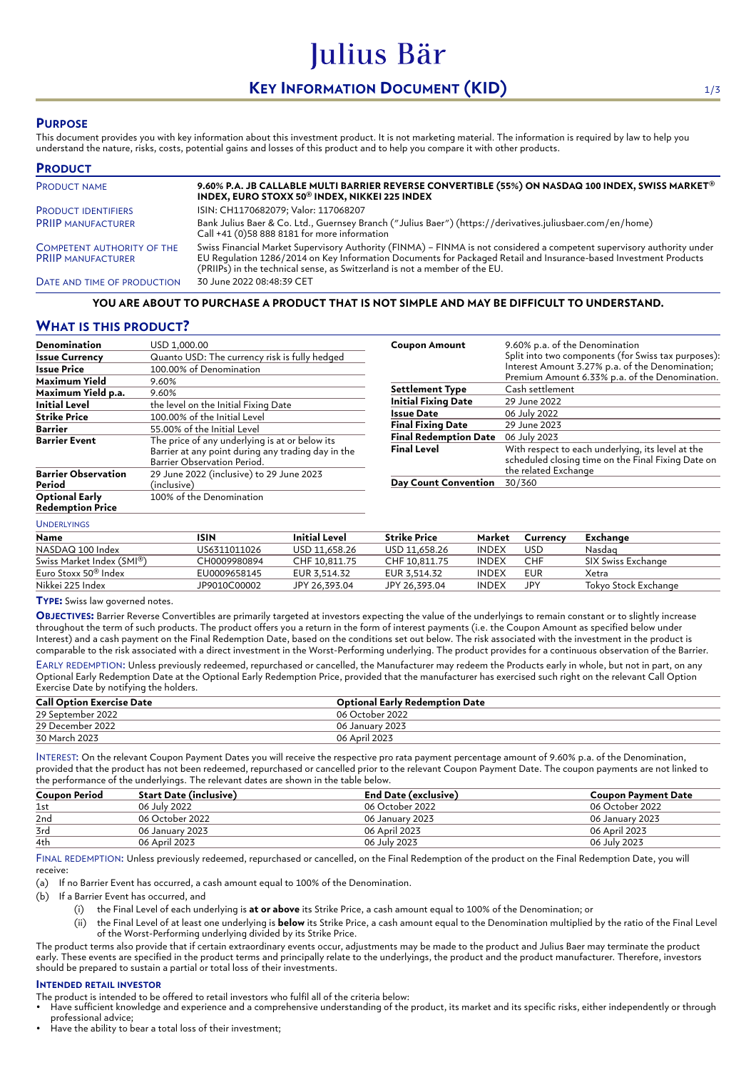# Julius Bär

# KEY INFORMATION DOCUMENT (KID)

## PURPOSE

This document provides you with key information about this investment product. It is not marketing material. The information is required by law to help you understand the nature, risks, costs, potential gains and losses of this product and to help you compare it with other products.

## PRODUCT

| | |
|---|---|
| PRODUCT NAME | **9.60% P.A. JB CALLABLE MULTI BARRIER REVERSE CONVERTIBLE (55%) ON NASDAQ 100 INDEX, SWISS MARKET® INDEX, EURO STOXX 50® INDEX, NIKKEI 225 INDEX** |
| PRODUCT IDENTIFIERS | ISIN: CH1170682079; Valor: 117068207 |
| PRIIP MANUFACTURER | Bank Julius Baer & Co. Ltd., Guernsey Branch ("Julius Baer") (https://derivatives.juliusbaer.com/en/home) Call +41 (0)58 888 8181 for more information |
| COMPETENT AUTHORITY OF THE PRIIP MANUFACTURER | Swiss Financial Market Supervisory Authority (FINMA) – FINMA is not considered a competent supervisory authority under EU Regulation 1286/2014 on Key Information Documents for Packaged Retail and Insurance-based Investment Products (PRIIPs) in the technical sense, as Switzerland is not a member of the EU. |
| DATE AND TIME OF PRODUCTION | 30 June 2022 08:48:39 CET |

**YOU ARE ABOUT TO PURCHASE A PRODUCT THAT IS NOT SIMPLE AND MAY BE DIFFICULT TO UNDERSTAND.**

## WHAT IS THIS PRODUCT?

| | |
|---|---|
| **Denomination** | USD 1,000.00 |
| **Issue Currency** | Quanto USD: The currency risk is fully hedged |
| **Issue Price** | 100.00% of Denomination |
| **Maximum Yield** | 9.60% |
| **Maximum Yield p.a.** | 9.60% |
| **Initial Level** | the level on the Initial Fixing Date |
| **Strike Price** | 100.00% of the Initial Level |
| **Barrier** | 55.00% of the Initial Level |
| **Barrier Event** | The price of any underlying is at or below its Barrier at any point during any trading day in the Barrier Observation Period. |
| **Barrier Observation Period** | 29 June 2022 (inclusive) to 29 June 2023 (inclusive) |
| **Optional Early Redemption Price** | 100% of the Denomination |

| | |
|---|---|
| **Coupon Amount** | 9.60% p.a. of the Denomination Split into two components (for Swiss tax purposes): Interest Amount 3.27% p.a. of the Denomination; Premium Amount 6.33% p.a. of the Denomination. |
| **Settlement Type** | Cash settlement |
| **Initial Fixing Date** | 29 June 2022 |
| **Issue Date** | 06 July 2022 |
| **Final Fixing Date** | 29 June 2023 |
| **Final Redemption Date** | 06 July 2023 |
| **Final Level** | With respect to each underlying, its level at the scheduled closing time on the Final Fixing Date on the related Exchange |
| **Day Count Convention** | 30/360 |

UNDERLYINGS

| Name | ISIN | Initial Level | Strike Price | Market | Currency | Exchange |
|---|---|---|---|---|---|---|
| NASDAQ 100 Index | US6311011026 | USD 11,658.26 | USD 11,658.26 | INDEX | USD | Nasdaq |
| Swiss Market Index (SMI®) | CH0009980894 | CHF 10,811.75 | CHF 10,811.75 | INDEX | CHF | SIX Swiss Exchange |
| Euro Stoxx 50® Index | EU0009658145 | EUR 3,514.32 | EUR 3,514.32 | INDEX | EUR | Xetra |
| Nikkei 225 Index | JP9010C00002 | JPY 26,393.04 | JPY 26,393.04 | INDEX | JPY | Tokyo Stock Exchange |

**TYPE:** Swiss law governed notes.

**OBJECTIVES:** Barrier Reverse Convertibles are primarily targeted at investors expecting the value of the underlyings to remain constant or to slightly increase throughout the term of such products. The product offers you a return in the form of interest payments (i.e. the Coupon Amount as specified below under Interest) and a cash payment on the Final Redemption Date, based on the conditions set out below. The risk associated with the investment in the product is comparable to the risk associated with a direct investment in the Worst-Performing underlying. The product provides for a continuous observation of the Barrier.

EARLY REDEMPTION: Unless previously redeemed, repurchased or cancelled, the Manufacturer may redeem the Products early in whole, but not in part, on any Optional Early Redemption Date at the Optional Early Redemption Price, provided that the manufacturer has exercised such right on the relevant Call Option Exercise Date by notifying the holders.

| Call Option Exercise Date | Optional Early Redemption Date |
|---|---|
| 29 September 2022 | 06 October 2022 |
| 29 December 2022 | 06 January 2023 |
| 30 March 2023 | 06 April 2023 |

INTEREST: On the relevant Coupon Payment Dates you will receive the respective pro rata payment percentage amount of 9.60% p.a. of the Denomination, provided that the product has not been redeemed, repurchased or cancelled prior to the relevant Coupon Payment Date. The coupon payments are not linked to the performance of the underlyings. The relevant dates are shown in the table below.

| Coupon Period | Start Date (inclusive) | End Date (exclusive) | Coupon Payment Date |
|---|---|---|---|
| 1st | 06 July 2022 | 06 October 2022 | 06 October 2022 |
| 2nd | 06 October 2022 | 06 January 2023 | 06 January 2023 |
| 3rd | 06 January 2023 | 06 April 2023 | 06 April 2023 |
| 4th | 06 April 2023 | 06 July 2023 | 06 July 2023 |

FINAL REDEMPTION: Unless previously redeemed, repurchased or cancelled, on the Final Redemption of the product on the Final Redemption Date, you will receive:

(a) If no Barrier Event has occurred, a cash amount equal to 100% of the Denomination.

(b) If a Barrier Event has occurred, and

- (i) the Final Level of each underlying is **at or above** its Strike Price, a cash amount equal to 100% of the Denomination; or
- (ii) the Final Level of at least one underlying is **below** its Strike Price, a cash amount equal to the Denomination multiplied by the ratio of the Final Level of the Worst-Performing underlying divided by its Strike Price.

The product terms also provide that if certain extraordinary events occur, adjustments may be made to the product and Julius Baer may terminate the product early. These events are specified in the product terms and principally relate to the underlyings, the product and the product manufacturer. Therefore, investors should be prepared to sustain a partial or total loss of their investments.

**INTENDED RETAIL INVESTOR**

The product is intended to be offered to retail investors who fulfil all of the criteria below:

- Have sufficient knowledge and experience and a comprehensive understanding of the product, its market and its specific risks, either independently or through professional advice;
- Have the ability to bear a total loss of their investment;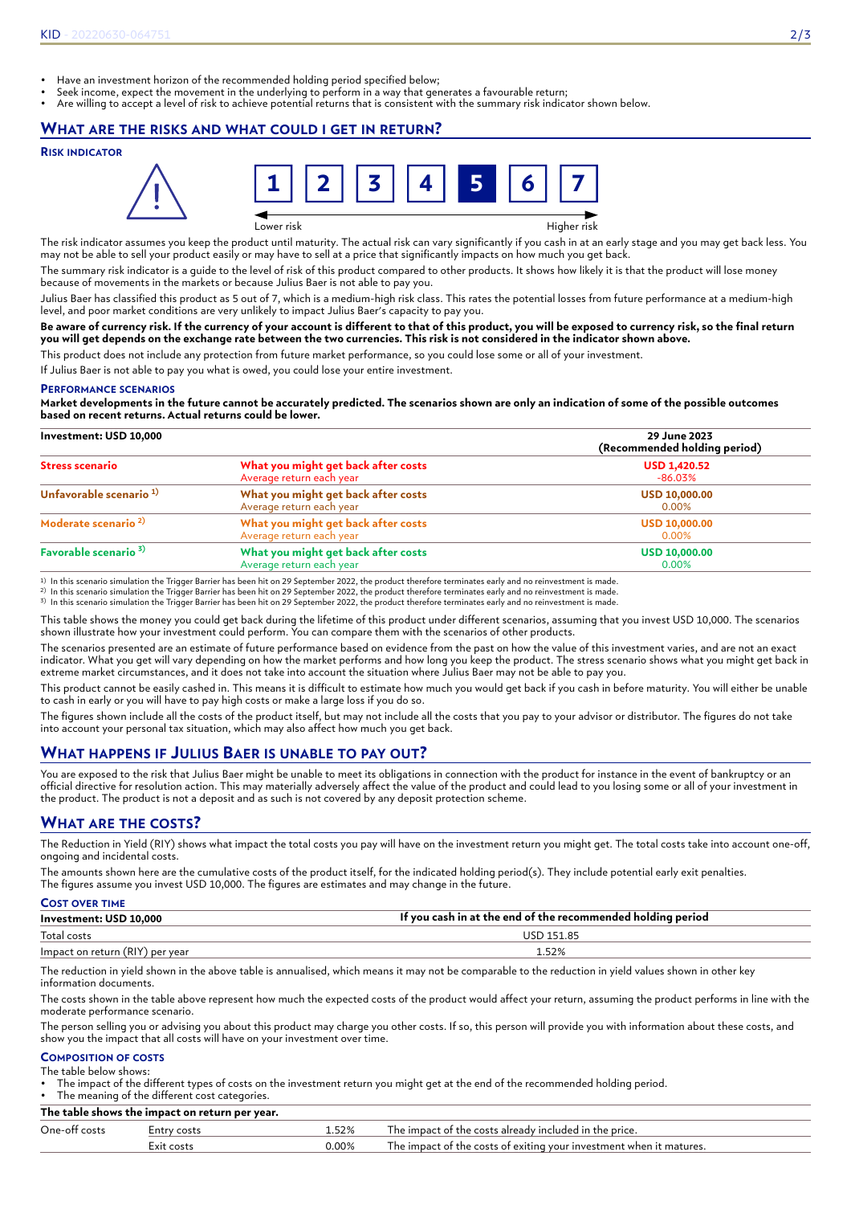- Have an investment horizon of the recommended holding period specified below;
- Seek income, expect the movement in the underlying to perform in a way that generates a favourable return;
- Are willing to accept a level of risk to achieve potential returns that is consistent with the summary risk indicator shown below.

## WHAT ARE THE RISKS AND WHAT COULD I GET IN RETURN?

### RISK INDICATOR

1 | 2 | 3 | 4 | **5** | 6 | 7

Lower risk → Higher risk

The risk indicator assumes you keep the product until maturity. The actual risk can vary significantly if you cash in at an early stage and you may get back less. You may not be able to sell your product easily or may have to sell at a price that significantly impacts on how much you get back.

The summary risk indicator is a guide to the level of risk of this product compared to other products. It shows how likely it is that the product will lose money because of movements in the markets or because Julius Baer is not able to pay you.

Julius Baer has classified this product as 5 out of 7, which is a medium-high risk class. This rates the potential losses from future performance at a medium-high level, and poor market conditions are very unlikely to impact Julius Baer's capacity to pay you.

**Be aware of currency risk. If the currency of your account is different to that of this product, you will be exposed to currency risk, so the final return you will get depends on the exchange rate between the two currencies. This risk is not considered in the indicator shown above.**

This product does not include any protection from future market performance, so you could lose some or all of your investment.

If Julius Baer is not able to pay you what is owed, you could lose your entire investment.

### PERFORMANCE SCENARIOS

**Market developments in the future cannot be accurately predicted. The scenarios shown are only an indication of some of the possible outcomes based on recent returns. Actual returns could be lower.**

| Investment: USD 10,000 | | 29 June 2023 (Recommended holding period) |
|---|---|---|
| Stress scenario | What you might get back after costs<br>Average return each year | USD 1,420.52<br>-86.03% |
| Unfavorable scenario [1] | What you might get back after costs<br>Average return each year | USD 10,000.00<br>0.00% |
| Moderate scenario [2] | What you might get back after costs<br>Average return each year | USD 10,000.00<br>0.00% |
| Favorable scenario [3] | What you might get back after costs<br>Average return each year | USD 10,000.00<br>0.00% |

[1] In this scenario simulation the Trigger Barrier has been hit on 29 September 2022, the product therefore terminates early and no reinvestment is made.
[2] In this scenario simulation the Trigger Barrier has been hit on 29 September 2022, the product therefore terminates early and no reinvestment is made.
[3] In this scenario simulation the Trigger Barrier has been hit on 29 September 2022, the product therefore terminates early and no reinvestment is made.

This table shows the money you could get back during the lifetime of this product under different scenarios, assuming that you invest USD 10,000. The scenarios shown illustrate how your investment could perform. You can compare them with the scenarios of other products.

The scenarios presented are an estimate of future performance based on evidence from the past on how the value of this investment varies, and are not an exact indicator. What you get will vary depending on how the market performs and how long you keep the product. The stress scenario shows what you might get back in extreme market circumstances, and it does not take into account the situation where Julius Baer may not be able to pay you.

This product cannot be easily cashed in. This means it is difficult to estimate how much you would get back if you cash in before maturity. You will either be unable to cash in early or you will have to pay high costs or make a large loss if you do so.

The figures shown include all the costs of the product itself, but may not include all the costs that you pay to your advisor or distributor. The figures do not take into account your personal tax situation, which may also affect how much you get back.

## WHAT HAPPENS IF JULIUS BAER IS UNABLE TO PAY OUT?

You are exposed to the risk that Julius Baer might be unable to meet its obligations in connection with the product for instance in the event of bankruptcy or an official directive for resolution action. This may materially adversely affect the value of the product and could lead to you losing some or all of your investment in the product. The product is not a deposit and as such is not covered by any deposit protection scheme.

## WHAT ARE THE COSTS?

The Reduction in Yield (RIY) shows what impact the total costs you pay will have on the investment return you might get. The total costs take into account one-off, ongoing and incidental costs.

The amounts shown here are the cumulative costs of the product itself, for the indicated holding period(s). They include potential early exit penalties. The figures assume you invest USD 10,000. The figures are estimates and may change in the future.

### COST OVER TIME

| Investment: USD 10,000 | If you cash in at the end of the recommended holding period |
|---|---|
| Total costs | USD 151.85 |
| Impact on return (RIY) per year | 1.52% |

The reduction in yield shown in the above table is annualised, which means it may not be comparable to the reduction in yield values shown in other key information documents.

The costs shown in the table above represent how much the expected costs of the product would affect your return, assuming the product performs in line with the moderate performance scenario.

The person selling you or advising you about this product may charge you other costs. If so, this person will provide you with information about these costs, and show you the impact that all costs will have on your investment over time.

### COMPOSITION OF COSTS

The table below shows:
- The impact of the different types of costs on the investment return you might get at the end of the recommended holding period.
- The meaning of the different cost categories.

| The table shows the impact on return per year. | | | |
|---|---|---|---|
| One-off costs | Entry costs | 1.52% | The impact of the costs already included in the price. |
| | Exit costs | 0.00% | The impact of the costs of exiting your investment when it matures. |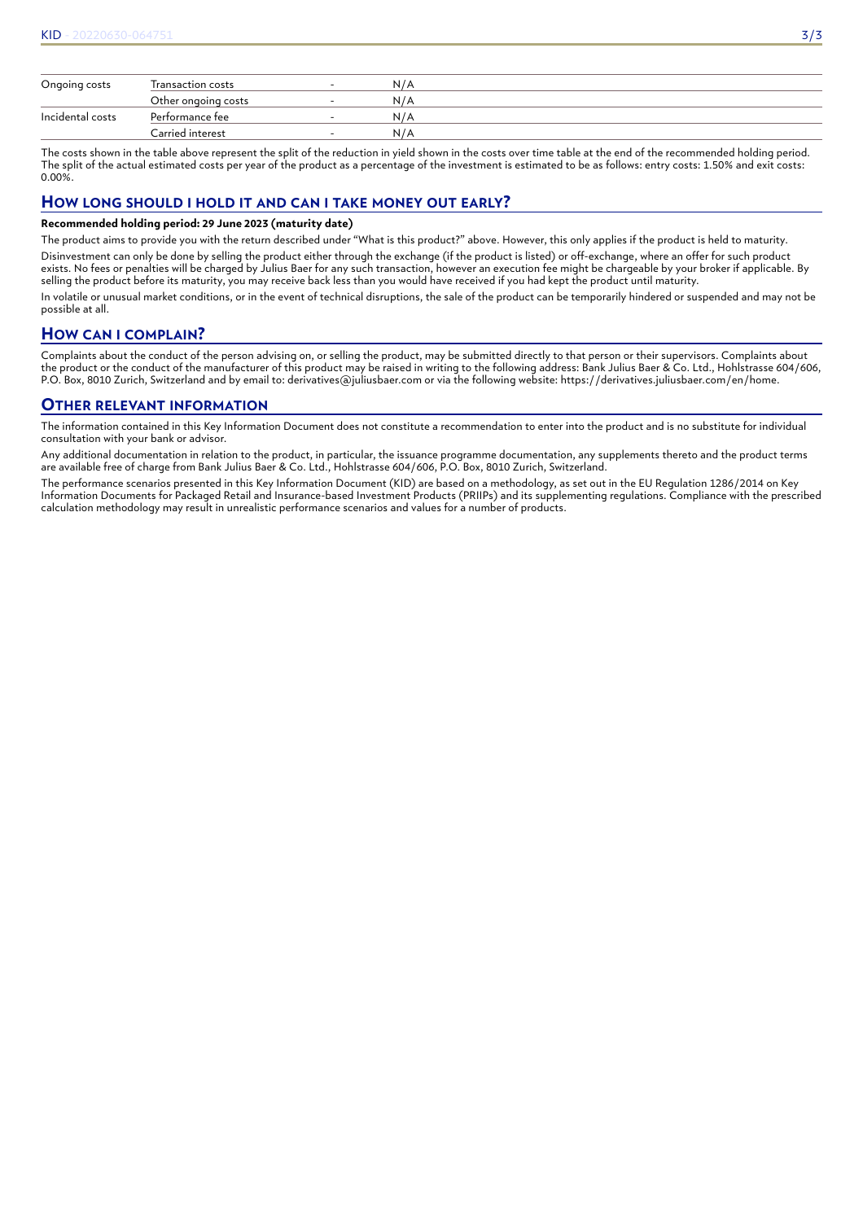| | | | |
|---|---|---|---|
| Ongoing costs | Transaction costs | - | N/A |
| | Other ongoing costs | - | N/A |
| Incidental costs | Performance fee | - | N/A |
| | Carried interest | - | N/A |

The costs shown in the table above represent the split of the reduction in yield shown in the costs over time table at the end of the recommended holding period. The split of the actual estimated costs per year of the product as a percentage of the investment is estimated to be as follows: entry costs: 1.50% and exit costs: 0.00%.

## How long should I hold it and can I take money out early?

**Recommended holding period: 29 June 2023 (maturity date)**

The product aims to provide you with the return described under "What is this product?" above. However, this only applies if the product is held to maturity.

Disinvestment can only be done by selling the product either through the exchange (if the product is listed) or off-exchange, where an offer for such product exists. No fees or penalties will be charged by Julius Baer for any such transaction, however an execution fee might be chargeable by your broker if applicable. By selling the product before its maturity, you may receive back less than you would have received if you had kept the product until maturity.

In volatile or unusual market conditions, or in the event of technical disruptions, the sale of the product can be temporarily hindered or suspended and may not be possible at all.

## How can I complain?

Complaints about the conduct of the person advising on, or selling the product, may be submitted directly to that person or their supervisors. Complaints about the product or the conduct of the manufacturer of this product may be raised in writing to the following address: Bank Julius Baer & Co. Ltd., Hohlstrasse 604/606, P.O. Box, 8010 Zurich, Switzerland and by email to: derivatives@juliusbaer.com or via the following website: https://derivatives.juliusbaer.com/en/home.

## Other relevant information

The information contained in this Key Information Document does not constitute a recommendation to enter into the product and is no substitute for individual consultation with your bank or advisor.

Any additional documentation in relation to the product, in particular, the issuance programme documentation, any supplements thereto and the product terms are available free of charge from Bank Julius Baer & Co. Ltd., Hohlstrasse 604/606, P.O. Box, 8010 Zurich, Switzerland.

The performance scenarios presented in this Key Information Document (KID) are based on a methodology, as set out in the EU Regulation 1286/2014 on Key Information Documents for Packaged Retail and Insurance-based Investment Products (PRIIPs) and its supplementing regulations. Compliance with the prescribed calculation methodology may result in unrealistic performance scenarios and values for a number of products.